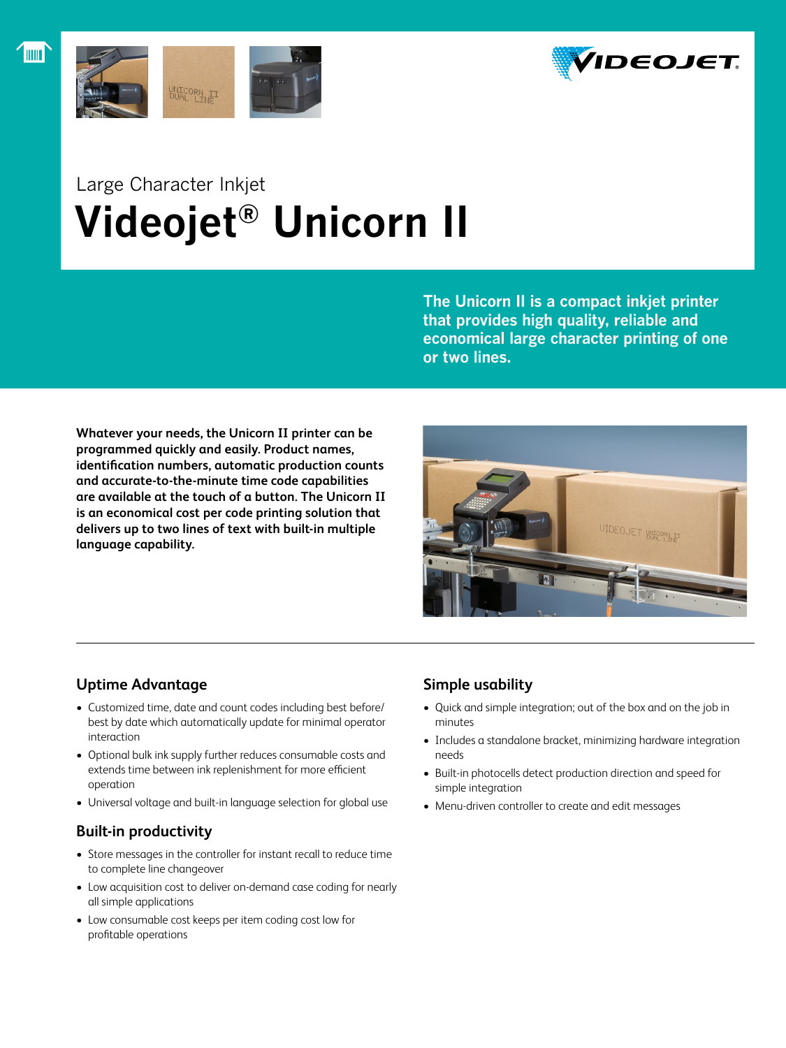Large Character Inkjet

# Videojet® Unicorn II

**The Unicorn II is a compact inkjet printer that provides high quality, reliable and economical large character printing of one or two lines.**

**Whatever your needs, the Unicorn II printer can be programmed quickly and easily. Product names, identification numbers, automatic production counts and accurate-to-the-minute time code capabilities are available at the touch of a button. The Unicorn II is an economical cost per code printing solution that delivers up to two lines of text with built-in multiple language capability.**

## Uptime Advantage

- Customized time, date and count codes including best before/best by date which automatically update for minimal operator interaction
- Optional bulk ink supply further reduces consumable costs and extends time between ink replenishment for more efficient operation
- Universal voltage and built-in language selection for global use

## Built-in productivity

- Store messages in the controller for instant recall to reduce time to complete line changeover
- Low acquisition cost to deliver on-demand case coding for nearly all simple applications
- Low consumable cost keeps per item coding cost low for profitable operations

## Simple usability

- Quick and simple integration; out of the box and on the job in minutes
- Includes a standalone bracket, minimizing hardware integration needs
- Built-in photocells detect production direction and speed for simple integration
- Menu-driven controller to create and edit messages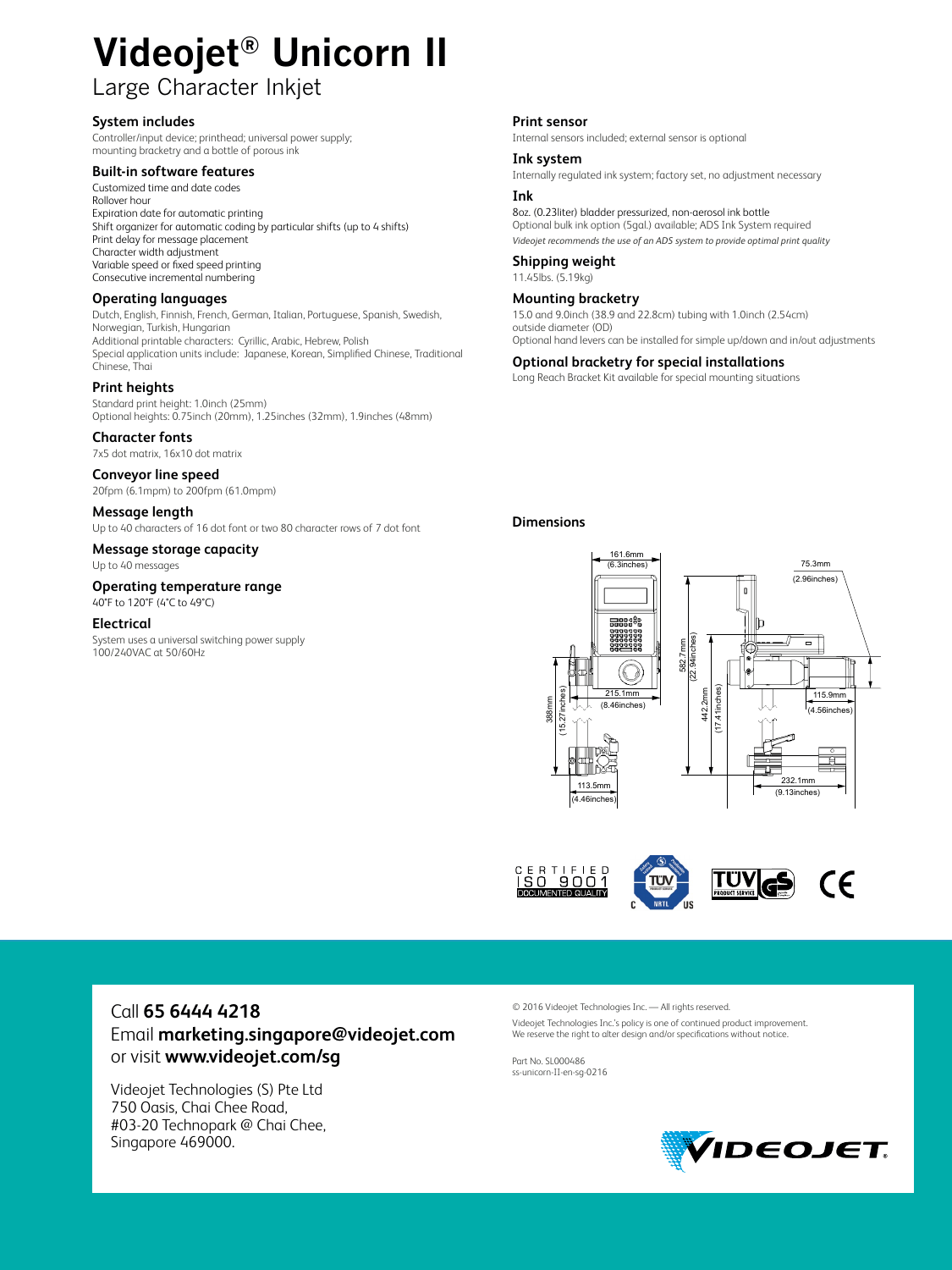# Videojet® Unicorn II

## Large Character Inkjet

### System includes

Controller/input device; printhead; universal power supply; mounting bracketry and a bottle of porous ink

### Built-in software features

Customized time and date codes
Rollover hour
Expiration date for automatic printing
Shift organizer for automatic coding by particular shifts (up to 4 shifts)
Print delay for message placement
Character width adjustment
Variable speed or fixed speed printing
Consecutive incremental numbering

### Operating languages

Dutch, English, Finnish, French, German, Italian, Portuguese, Spanish, Swedish, Norwegian, Turkish, Hungarian
Additional printable characters: Cyrillic, Arabic, Hebrew, Polish
Special application units include: Japanese, Korean, Simplified Chinese, Traditional Chinese, Thai

### Print heights

Standard print height: 1.0inch (25mm)
Optional heights: 0.75inch (20mm), 1.25inches (32mm), 1.9inches (48mm)

### Character fonts

7x5 dot matrix, 16x10 dot matrix

### Conveyor line speed

20fpm (6.1mpm) to 200fpm (61.0mpm)

### Message length

Up to 40 characters of 16 dot font or two 80 character rows of 7 dot font

### Message storage capacity

Up to 40 messages

### Operating temperature range

40°F to 120°F (4°C to 49°C)

### Electrical

System uses a universal switching power supply
100/240VAC at 50/60Hz

### Print sensor

Internal sensors included; external sensor is optional

### Ink system

Internally regulated ink system; factory set, no adjustment necessary

### Ink

8oz. (0.23liter) bladder pressurized, non-aerosol ink bottle
Optional bulk ink option (5gal.) available; ADS Ink System required
*Videojet recommends the use of an ADS system to provide optimal print quality*

### Shipping weight

11.45lbs. (5.19kg)

### Mounting bracketry

15.0 and 9.0inch (38.9 and 22.8cm) tubing with 1.0inch (2.54cm) outside diameter (OD)
Optional hand levers can be installed for simple up/down and in/out adjustments

### Optional bracketry for special installations

Long Reach Bracket Kit available for special mounting situations

### Dimensions

161.6mm (6.3inches)
215.1mm (8.46inches)
388mm (15.27inches)
113.5mm (4.46inches)
582.7mm (22.94inches)
442.2mm (17.41inches)
75.3mm (2.96inches)
115.9mm (4.56inches)
232.1mm (9.13inches)

CERTIFIED ISO 9001 DOCUMENTED QUALITY

Call **65 6444 4218**
Email **marketing.singapore@videojet.com**
or visit **www.videojet.com/sg**

Videojet Technologies (S) Pte Ltd
750 Oasis, Chai Chee Road,
#03-20 Technopark @ Chai Chee,
Singapore 469000.

© 2016 Videojet Technologies Inc. — All rights reserved.

Videojet Technologies Inc.'s policy is one of continued product improvement. We reserve the right to alter design and/or specifications without notice.

Part No. SL000486
ss-unicorn-II-en-sg-0216